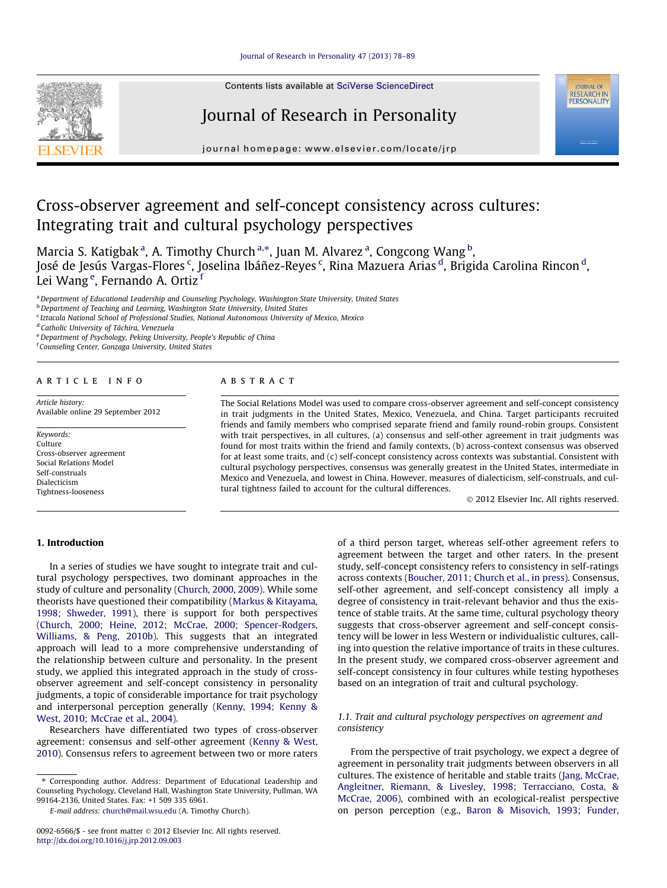# Cross-observer agreement and self-concept consistency across cultures: Integrating trait and cultural psychology perspectives

Marcia S. Katigbak [a], A. Timothy Church [a,*], Juan M. Alvarez [a], Congcong Wang [b], José de Jesús Vargas-Flores [c], Joselina Ibáñez-Reyes [c], Rina Mazuera Arias [d], Brigida Carolina Rincon [d], Lei Wang [e], Fernando A. Ortiz [f]

[a] Department of Educational Leadership and Counseling Psychology, Washington State University, United States
[b] Department of Teaching and Learning, Washington State University, United States
[c] Iztacala National School of Professional Studies, National Autonomous University of Mexico, Mexico
[d] Catholic University of Táchira, Venezuela
[e] Department of Psychology, Peking University, People's Republic of China
[f] Counseling Center, Gonzaga University, United States

## ARTICLE INFO

*Article history:*
Available online 29 September 2012

*Keywords:*
Culture
Cross-observer agreement
Social Relations Model
Self-construals
Dialecticism
Tightness-looseness

## ABSTRACT

The Social Relations Model was used to compare cross-observer agreement and self-concept consistency in trait judgments in the United States, Mexico, Venezuela, and China. Target participants recruited friends and family members who comprised separate friend and family round-robin groups. Consistent with trait perspectives, in all cultures, (a) consensus and self-other agreement in trait judgments was found for most traits within the friend and family contexts, (b) across-context consensus was observed for at least some traits, and (c) self-concept consistency across contexts was substantial. Consistent with cultural psychology perspectives, consensus was generally greatest in the United States, intermediate in Mexico and Venezuela, and lowest in China. However, measures of dialecticism, self-construals, and cultural tightness failed to account for the cultural differences.

© 2012 Elsevier Inc. All rights reserved.

## 1. Introduction

In a series of studies we have sought to integrate trait and cultural psychology perspectives, two dominant approaches in the study of culture and personality (Church, 2000, 2009). While some theorists have questioned their compatibility (Markus & Kitayama, 1998; Shweder, 1991), there is support for both perspectives (Church, 2000; Heine, 2012; McCrae, 2000; Spencer-Rodgers, Williams, & Peng, 2010b). This suggests that an integrated approach will lead to a more comprehensive understanding of the relationship between culture and personality. In the present study, we applied this integrated approach in the study of cross-observer agreement and self-concept consistency in personality judgments, a topic of considerable importance for trait psychology and interpersonal perception generally (Kenny, 1994; Kenny & West, 2010; McCrae et al., 2004).

Researchers have differentiated two types of cross-observer agreement: consensus and self-other agreement (Kenny & West, 2010). Consensus refers to agreement between two or more raters of a third person target, whereas self-other agreement refers to agreement between the target and other raters. In the present study, self-concept consistency refers to consistency in self-ratings across contexts (Boucher, 2011; Church et al., in press). Consensus, self-other agreement, and self-concept consistency all imply a degree of consistency in trait-relevant behavior and thus the existence of stable traits. At the same time, cultural psychology theory suggests that cross-observer agreement and self-concept consistency will be lower in less Western or individualistic cultures, calling into question the relative importance of traits in these cultures. In the present study, we compared cross-observer agreement and self-concept consistency in four cultures while testing hypotheses based on an integration of trait and cultural psychology.

### 1.1. Trait and cultural psychology perspectives on agreement and consistency

From the perspective of trait psychology, we expect a degree of agreement in personality trait judgments between observers in all cultures. The existence of heritable and stable traits (Jang, McCrae, Angleitner, Riemann, & Livesley, 1998; Terracciano, Costa, & McCrae, 2006), combined with an ecological-realist perspective on person perception (e.g., Baron & Misovich, 1993; Funder,

\* Corresponding author. Address: Department of Educational Leadership and Counseling Psychology, Cleveland Hall, Washington State University, Pullman, WA 99164-2136, United States. Fax: +1 509 335 6961.
*E-mail address:* church@mail.wsu.edu (A. Timothy Church).

0092-6566/$ - see front matter © 2012 Elsevier Inc. All rights reserved.
http://dx.doi.org/10.1016/j.jrp.2012.09.003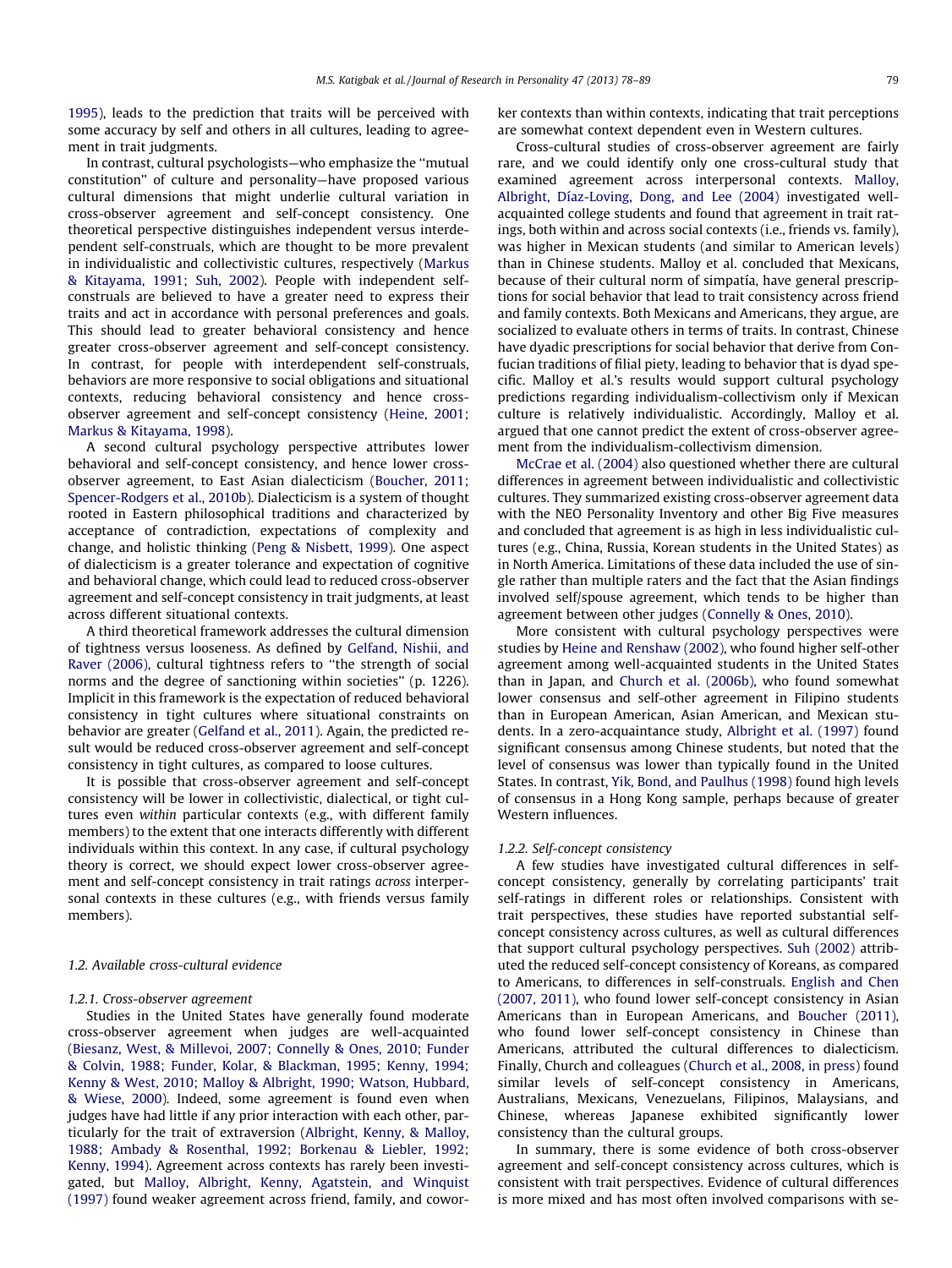1995), leads to the prediction that traits will be perceived with some accuracy by self and others in all cultures, leading to agreement in trait judgments.

In contrast, cultural psychologists—who emphasize the "mutual constitution" of culture and personality—have proposed various cultural dimensions that might underlie cultural variation in cross-observer agreement and self-concept consistency. One theoretical perspective distinguishes independent versus interdependent self-construals, which are thought to be more prevalent in individualistic and collectivistic cultures, respectively (Markus & Kitayama, 1991; Suh, 2002). People with independent self-construals are believed to have a greater need to express their traits and act in accordance with personal preferences and goals. This should lead to greater behavioral consistency and hence greater cross-observer agreement and self-concept consistency. In contrast, for people with interdependent self-construals, behaviors are more responsive to social obligations and situational contexts, reducing behavioral consistency and hence cross-observer agreement and self-concept consistency (Heine, 2001; Markus & Kitayama, 1998).

A second cultural psychology perspective attributes lower behavioral and self-concept consistency, and hence lower cross-observer agreement, to East Asian dialecticism (Boucher, 2011; Spencer-Rodgers et al., 2010b). Dialecticism is a system of thought rooted in Eastern philosophical traditions and characterized by acceptance of contradiction, expectations of complexity and change, and holistic thinking (Peng & Nisbett, 1999). One aspect of dialecticism is a greater tolerance and expectation of cognitive and behavioral change, which could lead to reduced cross-observer agreement and self-concept consistency in trait judgments, at least across different situational contexts.

A third theoretical framework addresses the cultural dimension of tightness versus looseness. As defined by Gelfand, Nishii, and Raver (2006), cultural tightness refers to "the strength of social norms and the degree of sanctioning within societies" (p. 1226). Implicit in this framework is the expectation of reduced behavioral consistency in tight cultures where situational constraints on behavior are greater (Gelfand et al., 2011). Again, the predicted result would be reduced cross-observer agreement and self-concept consistency in tight cultures, as compared to loose cultures.

It is possible that cross-observer agreement and self-concept consistency will be lower in collectivistic, dialectical, or tight cultures even *within* particular contexts (e.g., with different family members) to the extent that one interacts differently with different individuals within this context. In any case, if cultural psychology theory is correct, we should expect lower cross-observer agreement and self-concept consistency in trait ratings *across* interpersonal contexts in these cultures (e.g., with friends versus family members).

### 1.2. Available cross-cultural evidence

#### 1.2.1. Cross-observer agreement

Studies in the United States have generally found moderate cross-observer agreement when judges are well-acquainted (Biesanz, West, & Millevoi, 2007; Connelly & Ones, 2010; Funder & Colvin, 1988; Funder, Kolar, & Blackman, 1995; Kenny, 1994; Kenny & West, 2010; Malloy & Albright, 1990; Watson, Hubbard, & Wiese, 2000). Indeed, some agreement is found even when judges have had little if any prior interaction with each other, particularly for the trait of extraversion (Albright, Kenny, & Malloy, 1988; Ambady & Rosenthal, 1992; Borkenau & Liebler, 1992; Kenny, 1994). Agreement across contexts has rarely been investigated, but Malloy, Albright, Kenny, Agatstein, and Winquist (1997) found weaker agreement across friend, family, and coworker contexts than within contexts, indicating that trait perceptions are somewhat context dependent even in Western cultures.

Cross-cultural studies of cross-observer agreement are fairly rare, and we could identify only one cross-cultural study that examined agreement across interpersonal contexts. Malloy, Albright, Díaz-Loving, Dong, and Lee (2004) investigated well-acquainted college students and found that agreement in trait ratings, both within and across social contexts (i.e., friends vs. family), was higher in Mexican students (and similar to American levels) than in Chinese students. Malloy et al. concluded that Mexicans, because of their cultural norm of simpatía, have general prescriptions for social behavior that lead to trait consistency across friend and family contexts. Both Mexicans and Americans, they argue, are socialized to evaluate others in terms of traits. In contrast, Chinese have dyadic prescriptions for social behavior that derive from Confucian traditions of filial piety, leading to behavior that is dyad specific. Malloy et al.'s results would support cultural psychology predictions regarding individualism-collectivism only if Mexican culture is relatively individualistic. Accordingly, Malloy et al. argued that one cannot predict the extent of cross-observer agreement from the individualism-collectivism dimension.

McCrae et al. (2004) also questioned whether there are cultural differences in agreement between individualistic and collectivistic cultures. They summarized existing cross-observer agreement data with the NEO Personality Inventory and other Big Five measures and concluded that agreement is as high in less individualistic cultures (e.g., China, Russia, Korean students in the United States) as in North America. Limitations of these data included the use of single rather than multiple raters and the fact that the Asian findings involved self/spouse agreement, which tends to be higher than agreement between other judges (Connelly & Ones, 2010).

More consistent with cultural psychology perspectives were studies by Heine and Renshaw (2002), who found higher self-other agreement among well-acquainted students in the United States than in Japan, and Church et al. (2006b), who found somewhat lower consensus and self-other agreement in Filipino students than in European American, Asian American, and Mexican students. In a zero-acquaintance study, Albright et al. (1997) found significant consensus among Chinese students, but noted that the level of consensus was lower than typically found in the United States. In contrast, Yik, Bond, and Paulhus (1998) found high levels of consensus in a Hong Kong sample, perhaps because of greater Western influences.

#### 1.2.2. Self-concept consistency

A few studies have investigated cultural differences in self-concept consistency, generally by correlating participants' trait self-ratings in different roles or relationships. Consistent with trait perspectives, these studies have reported substantial self-concept consistency across cultures, as well as cultural differences that support cultural psychology perspectives. Suh (2002) attributed the reduced self-concept consistency of Koreans, as compared to Americans, to differences in self-construals. English and Chen (2007, 2011), who found lower self-concept consistency in Asian Americans than in European Americans, and Boucher (2011), who found lower self-concept consistency in Chinese than Americans, attributed the cultural differences to dialecticism. Finally, Church and colleagues (Church et al., 2008, in press) found similar levels of self-concept consistency in Americans, Australians, Mexicans, Venezuelans, Filipinos, Malaysians, and Chinese, whereas Japanese exhibited significantly lower consistency than the cultural groups.

In summary, there is some evidence of both cross-observer agreement and self-concept consistency across cultures, which is consistent with trait perspectives. Evidence of cultural differences is more mixed and has most often involved comparisons with se-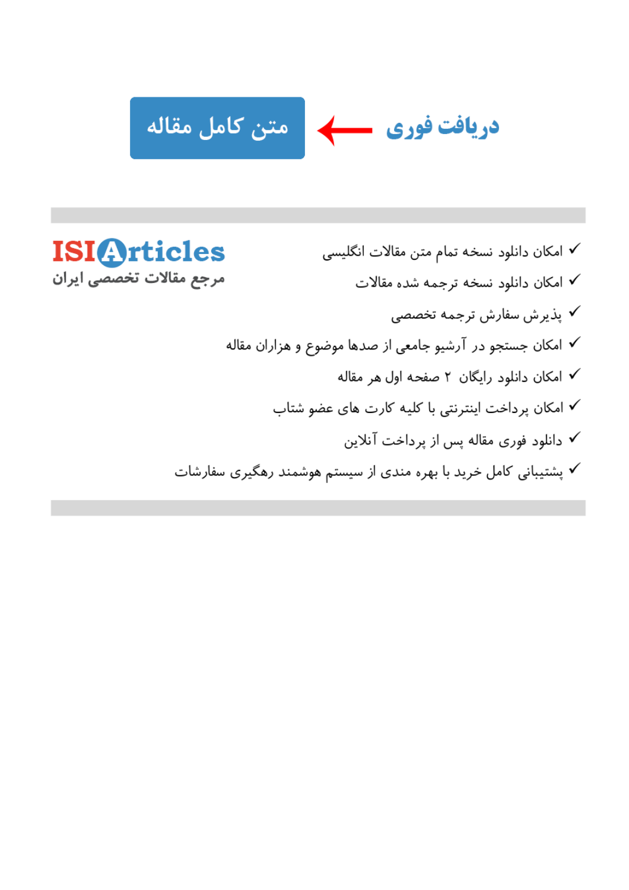دریافت فوری ← متن کامل مقاله

**ISIArticles**

مرجع مقالات تخصصی ایران

- ✓ امکان دانلود نسخه تمام متن مقالات انگلیسی
- ✓ امکان دانلود نسخه ترجمه شده مقالات
- ✓ پذیرش سفارش ترجمه تخصصی
- ✓ امکان جستجو در آرشیو جامعی از صدها موضوع و هزاران مقاله
- ✓ امکان دانلود رایگان ۲ صفحه اول هر مقاله
- ✓ امکان پرداخت اینترنتی با کلیه کارت های عضو شتاب
- ✓ دانلود فوری مقاله پس از پرداخت آنلاین
- ✓ پشتیبانی کامل خرید با بهره مندی از سیستم هوشمند رهگیری سفارشات